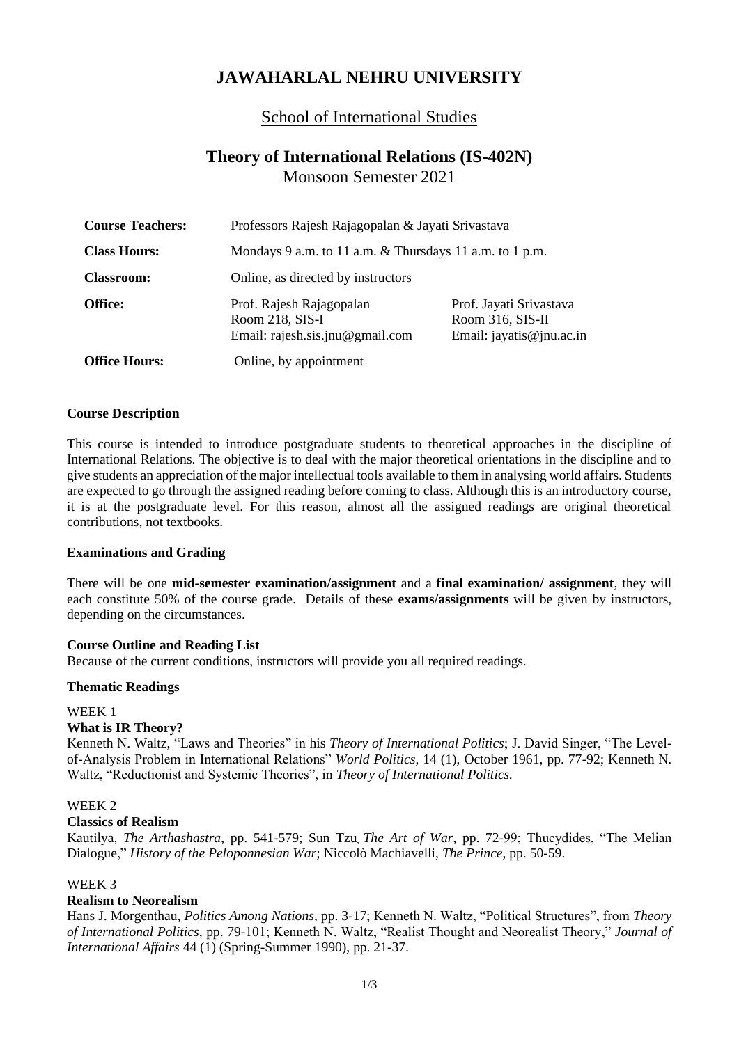# JAWAHARLAL NEHRU UNIVERSITY

## School of International Studies

## Theory of International Relations (IS-402N)

Monsoon Semester 2021

| | | |
|---|---|---|
| **Course Teachers:** | Professors Rajesh Rajagopalan & Jayati Srivastava | |
| **Class Hours:** | Mondays 9 a.m. to 11 a.m. & Thursdays 11 a.m. to 1 p.m. | |
| **Classroom:** | Online, as directed by instructors | |
| **Office:** | Prof. Rajesh Rajagopalan<br>Room 218, SIS-I<br>Email: rajesh.sis.jnu@gmail.com | Prof. Jayati Srivastava<br>Room 316, SIS-II<br>Email: jayatis@jnu.ac.in |
| **Office Hours:** | Online, by appointment | |

**Course Description**

This course is intended to introduce postgraduate students to theoretical approaches in the discipline of International Relations. The objective is to deal with the major theoretical orientations in the discipline and to give students an appreciation of the major intellectual tools available to them in analysing world affairs. Students are expected to go through the assigned reading before coming to class. Although this is an introductory course, it is at the postgraduate level. For this reason, almost all the assigned readings are original theoretical contributions, not textbooks.

**Examinations and Grading**

There will be one **mid-semester examination/assignment** and a **final examination/ assignment**, they will each constitute 50% of the course grade. Details of these **exams/assignments** will be given by instructors, depending on the circumstances.

**Course Outline and Reading List**

Because of the current conditions, instructors will provide you all required readings.

**Thematic Readings**

WEEK 1

**What is IR Theory?**

Kenneth N. Waltz, "Laws and Theories" in his *Theory of International Politics*; J. David Singer, "The Level-of-Analysis Problem in International Relations" *World Politics*, 14 (1), October 1961, pp. 77-92; Kenneth N. Waltz, "Reductionist and Systemic Theories", in *Theory of International Politics.*

WEEK 2

**Classics of Realism**

Kautilya, *The Arthashastra*, pp. 541-579; Sun Tzu, *The Art of War*, pp. 72-99; Thucydides, "The Melian Dialogue," *History of the Peloponnesian War*; Niccolò Machiavelli, *The Prince*, pp. 50-59.

WEEK 3

**Realism to Neorealism**

Hans J. Morgenthau, *Politics Among Nations*, pp. 3-17; Kenneth N. Waltz, "Political Structures", from *Theory of International Politics*, pp. 79-101; Kenneth N. Waltz, "Realist Thought and Neorealist Theory," *Journal of International Affairs* 44 (1) (Spring-Summer 1990), pp. 21-37.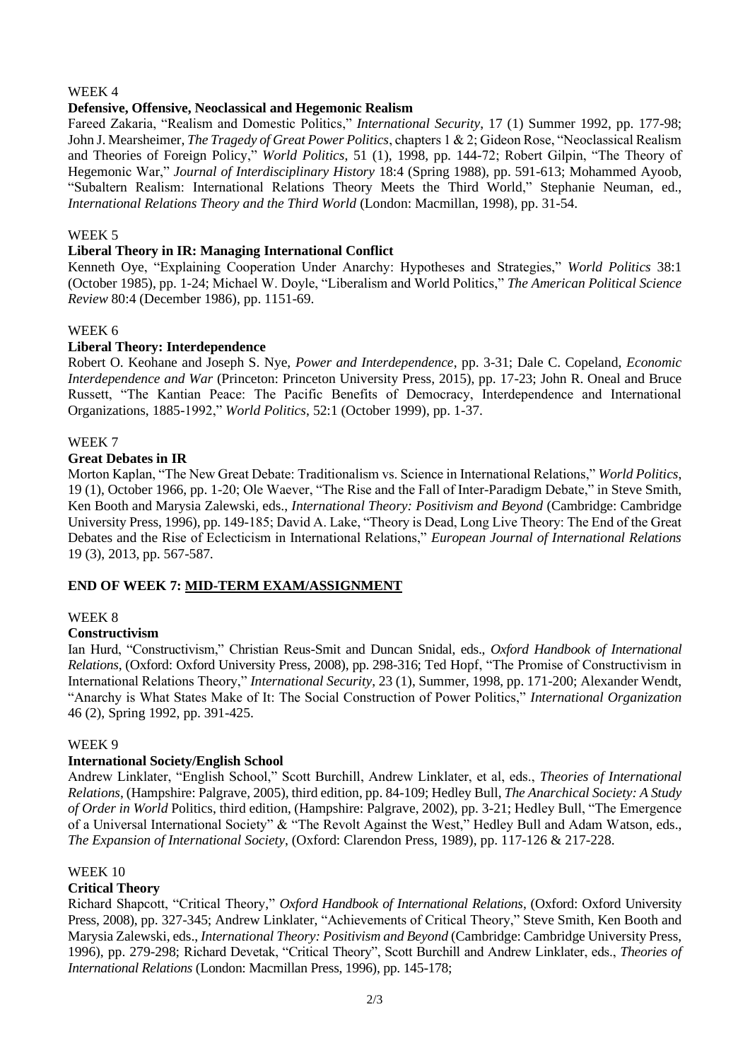WEEK 4

**Defensive, Offensive, Neoclassical and Hegemonic Realism**

Fareed Zakaria, "Realism and Domestic Politics," *International Security*, 17 (1) Summer 1992, pp. 177-98; John J. Mearsheimer, *The Tragedy of Great Power Politics*, chapters 1 & 2; Gideon Rose, "Neoclassical Realism and Theories of Foreign Policy," *World Politics*, 51 (1), 1998, pp. 144-72; Robert Gilpin, "The Theory of Hegemonic War," *Journal of Interdisciplinary History* 18:4 (Spring 1988), pp. 591-613; Mohammed Ayoob, "Subaltern Realism: International Relations Theory Meets the Third World," Stephanie Neuman, ed., *International Relations Theory and the Third World* (London: Macmillan, 1998), pp. 31-54.

WEEK 5

**Liberal Theory in IR: Managing International Conflict**

Kenneth Oye, "Explaining Cooperation Under Anarchy: Hypotheses and Strategies," *World Politics* 38:1 (October 1985), pp. 1-24; Michael W. Doyle, "Liberalism and World Politics," *The American Political Science Review* 80:4 (December 1986), pp. 1151-69.

WEEK 6

**Liberal Theory: Interdependence**

Robert O. Keohane and Joseph S. Nye, *Power and Interdependence*, pp. 3-31; Dale C. Copeland, *Economic Interdependence and War* (Princeton: Princeton University Press, 2015), pp. 17-23; John R. Oneal and Bruce Russett, "The Kantian Peace: The Pacific Benefits of Democracy, Interdependence and International Organizations, 1885-1992," *World Politics*, 52:1 (October 1999), pp. 1-37.

WEEK 7

**Great Debates in IR**

Morton Kaplan, "The New Great Debate: Traditionalism vs. Science in International Relations," *World Politics*, 19 (1), October 1966, pp. 1-20; Ole Waever, "The Rise and the Fall of Inter-Paradigm Debate," in Steve Smith, Ken Booth and Marysia Zalewski, eds., *International Theory: Positivism and Beyond* (Cambridge: Cambridge University Press, 1996), pp. 149-185; David A. Lake, "Theory is Dead, Long Live Theory: The End of the Great Debates and the Rise of Eclecticism in International Relations," *European Journal of International Relations* 19 (3), 2013, pp. 567-587.

**END OF WEEK 7: MID-TERM EXAM/ASSIGNMENT**

WEEK 8

**Constructivism**

Ian Hurd, "Constructivism," Christian Reus-Smit and Duncan Snidal, eds., *Oxford Handbook of International Relations*, (Oxford: Oxford University Press, 2008), pp. 298-316; Ted Hopf, "The Promise of Constructivism in International Relations Theory," *International Security*, 23 (1), Summer, 1998, pp. 171-200; Alexander Wendt, "Anarchy is What States Make of It: The Social Construction of Power Politics," *International Organization* 46 (2), Spring 1992, pp. 391-425.

WEEK 9

**International Society/English School**

Andrew Linklater, "English School," Scott Burchill, Andrew Linklater, et al, eds., *Theories of International Relations*, (Hampshire: Palgrave, 2005), third edition, pp. 84-109; Hedley Bull, *The Anarchical Society: A Study of Order in World* Politics, third edition, (Hampshire: Palgrave, 2002), pp. 3-21; Hedley Bull, "The Emergence of a Universal International Society" & "The Revolt Against the West," Hedley Bull and Adam Watson, eds., *The Expansion of International Society*, (Oxford: Clarendon Press, 1989), pp. 117-126 & 217-228.

WEEK 10

**Critical Theory**

Richard Shapcott, "Critical Theory," *Oxford Handbook of International Relations*, (Oxford: Oxford University Press, 2008), pp. 327-345; Andrew Linklater, "Achievements of Critical Theory," Steve Smith, Ken Booth and Marysia Zalewski, eds., *International Theory: Positivism and Beyond* (Cambridge: Cambridge University Press, 1996), pp. 279-298; Richard Devetak, "Critical Theory", Scott Burchill and Andrew Linklater, eds., *Theories of International Relations* (London: Macmillan Press, 1996), pp. 145-178;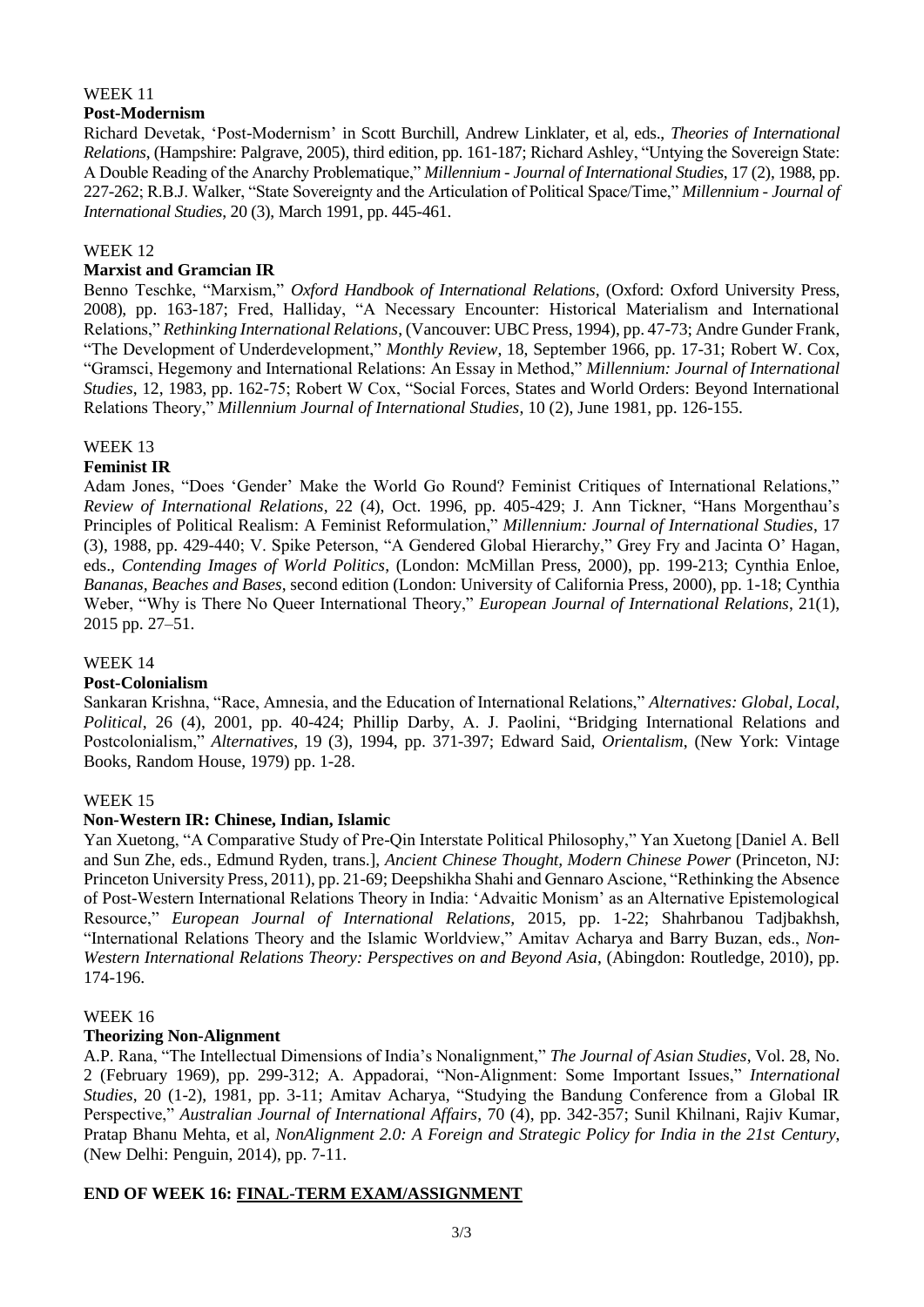WEEK 11

**Post-Modernism**

Richard Devetak, 'Post-Modernism' in Scott Burchill, Andrew Linklater, et al, eds., *Theories of International Relations*, (Hampshire: Palgrave, 2005), third edition, pp. 161-187; Richard Ashley, "Untying the Sovereign State: A Double Reading of the Anarchy Problematique," *Millennium - Journal of International Studies*, 17 (2), 1988, pp. 227-262; R.B.J. Walker, "State Sovereignty and the Articulation of Political Space/Time," *Millennium - Journal of International Studies*, 20 (3), March 1991, pp. 445-461.

WEEK 12

**Marxist and Gramcian IR**

Benno Teschke, "Marxism," *Oxford Handbook of International Relations*, (Oxford: Oxford University Press, 2008), pp. 163-187; Fred, Halliday, "A Necessary Encounter: Historical Materialism and International Relations," *Rethinking International Relations*, (Vancouver: UBC Press, 1994), pp. 47-73; Andre Gunder Frank, "The Development of Underdevelopment," *Monthly Review*, 18, September 1966, pp. 17-31; Robert W. Cox, "Gramsci, Hegemony and International Relations: An Essay in Method," *Millennium: Journal of International Studies*, 12, 1983, pp. 162-75; Robert W Cox, "Social Forces, States and World Orders: Beyond International Relations Theory," *Millennium Journal of International Studies*, 10 (2), June 1981, pp. 126-155.

WEEK 13

**Feminist IR**

Adam Jones, "Does 'Gender' Make the World Go Round? Feminist Critiques of International Relations," *Review of International Relations*, 22 (4), Oct. 1996, pp. 405-429; J. Ann Tickner, "Hans Morgenthau's Principles of Political Realism: A Feminist Reformulation," *Millennium: Journal of International Studies*, 17 (3), 1988, pp. 429-440; V. Spike Peterson, "A Gendered Global Hierarchy," Grey Fry and Jacinta O' Hagan, eds., *Contending Images of World Politics*, (London: McMillan Press, 2000), pp. 199-213; Cynthia Enloe, *Bananas, Beaches and Bases*, second edition (London: University of California Press, 2000), pp. 1-18; Cynthia Weber, "Why is There No Queer International Theory," *European Journal of International Relations*, 21(1), 2015 pp. 27–51.

WEEK 14

**Post-Colonialism**

Sankaran Krishna, "Race, Amnesia, and the Education of International Relations," *Alternatives: Global, Local, Political*, 26 (4), 2001, pp. 40-424; Phillip Darby, A. J. Paolini, "Bridging International Relations and Postcolonialism," *Alternatives*, 19 (3), 1994, pp. 371-397; Edward Said, *Orientalism*, (New York: Vintage Books, Random House, 1979) pp. 1-28.

WEEK 15

**Non-Western IR: Chinese, Indian, Islamic**

Yan Xuetong, "A Comparative Study of Pre-Qin Interstate Political Philosophy," Yan Xuetong [Daniel A. Bell and Sun Zhe, eds., Edmund Ryden, trans.], *Ancient Chinese Thought, Modern Chinese Power* (Princeton, NJ: Princeton University Press, 2011), pp. 21-69; Deepshikha Shahi and Gennaro Ascione, "Rethinking the Absence of Post-Western International Relations Theory in India: 'Advaitic Monism' as an Alternative Epistemological Resource," *European Journal of International Relations*, 2015, pp. 1-22; Shahrbanou Tadjbakhsh, "International Relations Theory and the Islamic Worldview," Amitav Acharya and Barry Buzan, eds., *Non-Western International Relations Theory: Perspectives on and Beyond Asia*, (Abingdon: Routledge, 2010), pp. 174-196.

WEEK 16

**Theorizing Non-Alignment**

A.P. Rana, "The Intellectual Dimensions of India's Nonalignment," *The Journal of Asian Studies*, Vol. 28, No. 2 (February 1969), pp. 299-312; A. Appadorai, "Non-Alignment: Some Important Issues," *International Studies*, 20 (1-2), 1981, pp. 3-11; Amitav Acharya, "Studying the Bandung Conference from a Global IR Perspective," *Australian Journal of International Affairs*, 70 (4), pp. 342-357; Sunil Khilnani, Rajiv Kumar, Pratap Bhanu Mehta, et al, *NonAlignment 2.0: A Foreign and Strategic Policy for India in the 21st Century*, (New Delhi: Penguin, 2014), pp. 7-11.

**END OF WEEK 16: <u>FINAL-TERM EXAM/ASSIGNMENT</u>**